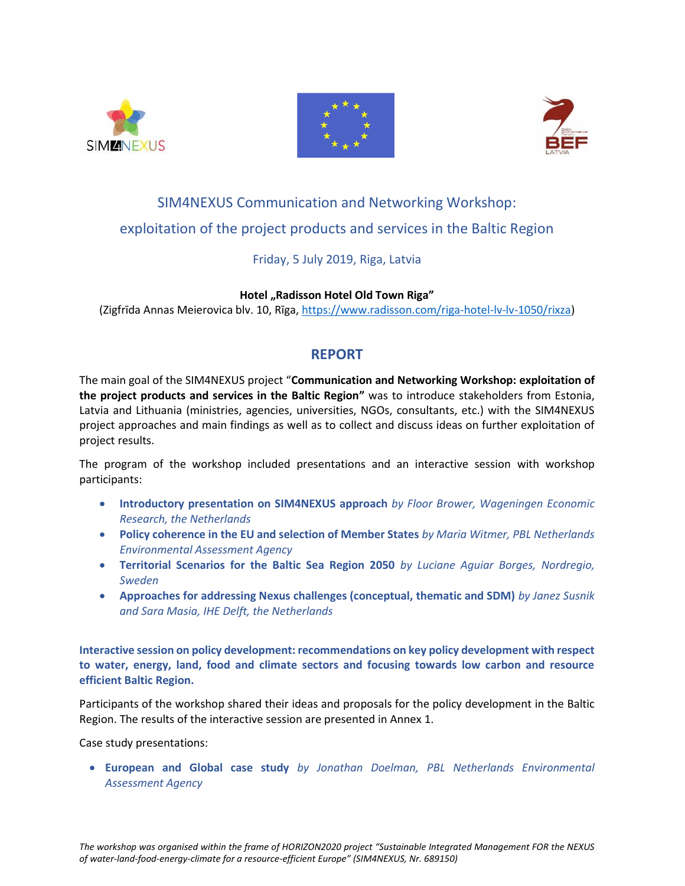# SIM4NEXUS Communication and Networking Workshop: exploitation of the project products and services in the Baltic Region

Friday, 5 July 2019, Riga, Latvia

**Hotel „Radisson Hotel Old Town Riga"**
(Zigfrīda Annas Meierovica blv. 10, Rīga, https://www.radisson.com/riga-hotel-lv-lv-1050/rixza)

## REPORT

The main goal of the SIM4NEXUS project "**Communication and Networking Workshop: exploitation of the project products and services in the Baltic Region"** was to introduce stakeholders from Estonia, Latvia and Lithuania (ministries, agencies, universities, NGOs, consultants, etc.) with the SIM4NEXUS project approaches and main findings as well as to collect and discuss ideas on further exploitation of project results.

The program of the workshop included presentations and an interactive session with workshop participants:

- **Introductory presentation on SIM4NEXUS approach** *by Floor Brower, Wageningen Economic Research, the Netherlands*
- **Policy coherence in the EU and selection of Member States** *by Maria Witmer, PBL Netherlands Environmental Assessment Agency*
- **Territorial Scenarios for the Baltic Sea Region 2050** *by Luciane Aguiar Borges, Nordregio, Sweden*
- **Approaches for addressing Nexus challenges (conceptual, thematic and SDM)** *by Janez Susnik and Sara Masia, IHE Delft, the Netherlands*

**Interactive session on policy development: recommendations on key policy development with respect to water, energy, land, food and climate sectors and focusing towards low carbon and resource efficient Baltic Region.**

Participants of the workshop shared their ideas and proposals for the policy development in the Baltic Region. The results of the interactive session are presented in Annex 1.

Case study presentations:

- **European and Global case study** *by Jonathan Doelman, PBL Netherlands Environmental Assessment Agency*

*The workshop was organised within the frame of HORIZON2020 project "Sustainable Integrated Management FOR the NEXUS of water-land-food-energy-climate for a resource-efficient Europe" (SIM4NEXUS, Nr. 689150)*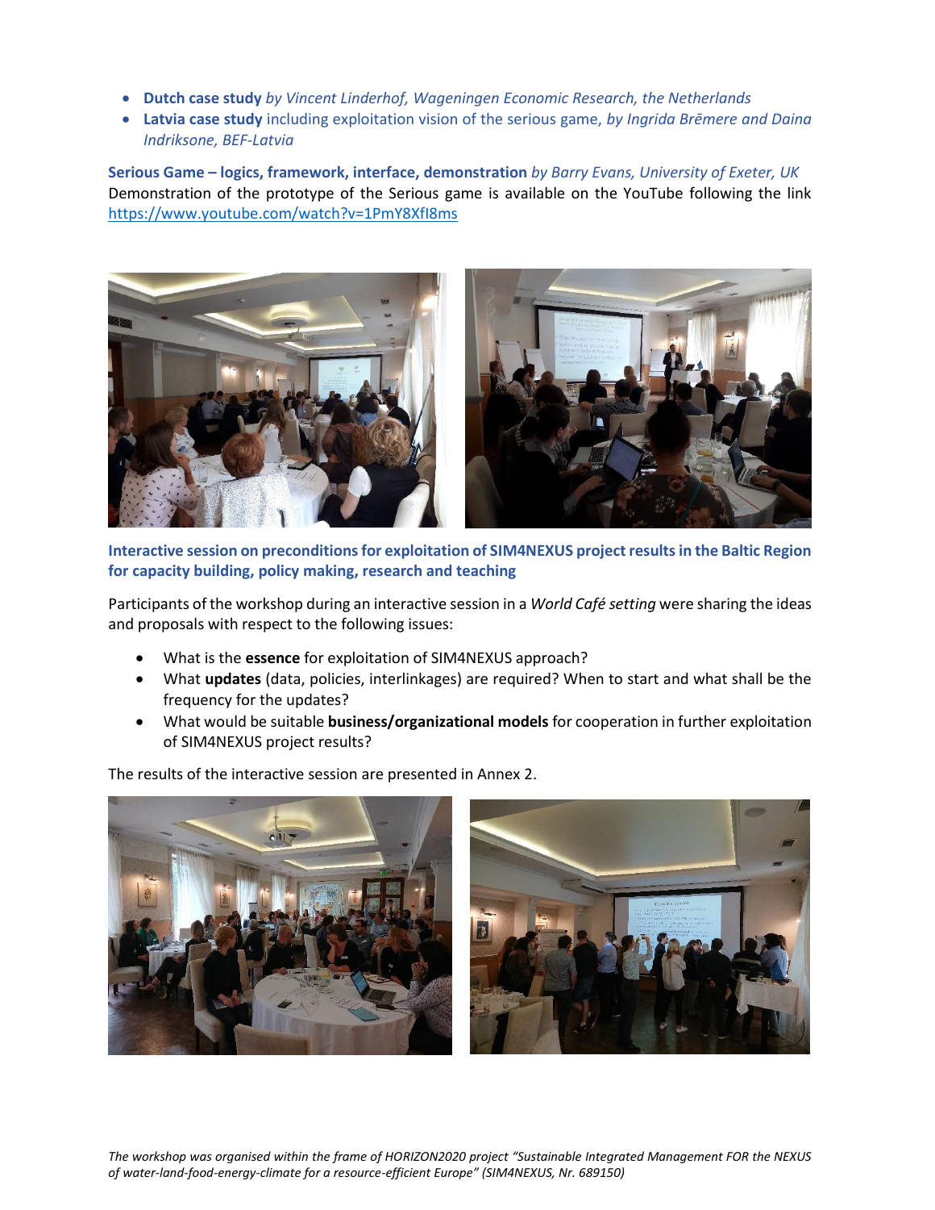- **Dutch case study** *by Vincent Linderhof, Wageningen Economic Research, the Netherlands*
- **Latvia case study** including exploitation vision of the serious game, *by Ingrida Brēmere and Daina Indriksone, BEF-Latvia*

**Serious Game – logics, framework, interface, demonstration** *by Barry Evans, University of Exeter, UK*
Demonstration of the prototype of the Serious game is available on the YouTube following the link https://www.youtube.com/watch?v=1PmY8XfI8ms

**Interactive session on preconditions for exploitation of SIM4NEXUS project results in the Baltic Region for capacity building, policy making, research and teaching**

Participants of the workshop during an interactive session in a *World Café setting* were sharing the ideas and proposals with respect to the following issues:

- What is the **essence** for exploitation of SIM4NEXUS approach?
- What **updates** (data, policies, interlinkages) are required? When to start and what shall be the frequency for the updates?
- What would be suitable **business/organizational models** for cooperation in further exploitation of SIM4NEXUS project results?

The results of the interactive session are presented in Annex 2.

*The workshop was organised within the frame of HORIZON2020 project "Sustainable Integrated Management FOR the NEXUS of water-land-food-energy-climate for a resource-efficient Europe" (SIM4NEXUS, Nr. 689150)*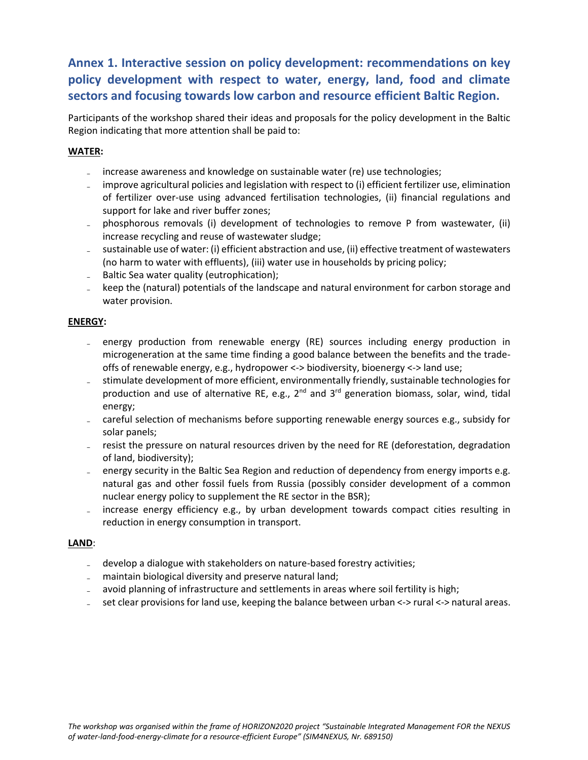## Annex 1. Interactive session on policy development: recommendations on key policy development with respect to water, energy, land, food and climate sectors and focusing towards low carbon and resource efficient Baltic Region.

Participants of the workshop shared their ideas and proposals for the policy development in the Baltic Region indicating that more attention shall be paid to:

**WATER:**

- increase awareness and knowledge on sustainable water (re) use technologies;
- improve agricultural policies and legislation with respect to (i) efficient fertilizer use, elimination of fertilizer over-use using advanced fertilisation technologies, (ii) financial regulations and support for lake and river buffer zones;
- phosphorous removals (i) development of technologies to remove P from wastewater, (ii) increase recycling and reuse of wastewater sludge;
- sustainable use of water: (i) efficient abstraction and use, (ii) effective treatment of wastewaters (no harm to water with effluents), (iii) water use in households by pricing policy;
- Baltic Sea water quality (eutrophication);
- keep the (natural) potentials of the landscape and natural environment for carbon storage and water provision.

**ENERGY:**

- energy production from renewable energy (RE) sources including energy production in microgeneration at the same time finding a good balance between the benefits and the trade-offs of renewable energy, e.g., hydropower <-> biodiversity, bioenergy <-> land use;
- stimulate development of more efficient, environmentally friendly, sustainable technologies for production and use of alternative RE, e.g., 2nd and 3rd generation biomass, solar, wind, tidal energy;
- careful selection of mechanisms before supporting renewable energy sources e.g., subsidy for solar panels;
- resist the pressure on natural resources driven by the need for RE (deforestation, degradation of land, biodiversity);
- energy security in the Baltic Sea Region and reduction of dependency from energy imports e.g. natural gas and other fossil fuels from Russia (possibly consider development of a common nuclear energy policy to supplement the RE sector in the BSR);
- increase energy efficiency e.g., by urban development towards compact cities resulting in reduction in energy consumption in transport.

**LAND**:

- develop a dialogue with stakeholders on nature-based forestry activities;
- maintain biological diversity and preserve natural land;
- avoid planning of infrastructure and settlements in areas where soil fertility is high;
- set clear provisions for land use, keeping the balance between urban <-> rural <-> natural areas.

*The workshop was organised within the frame of HORIZON2020 project "Sustainable Integrated Management FOR the NEXUS of water-land-food-energy-climate for a resource-efficient Europe" (SIM4NEXUS, Nr. 689150)*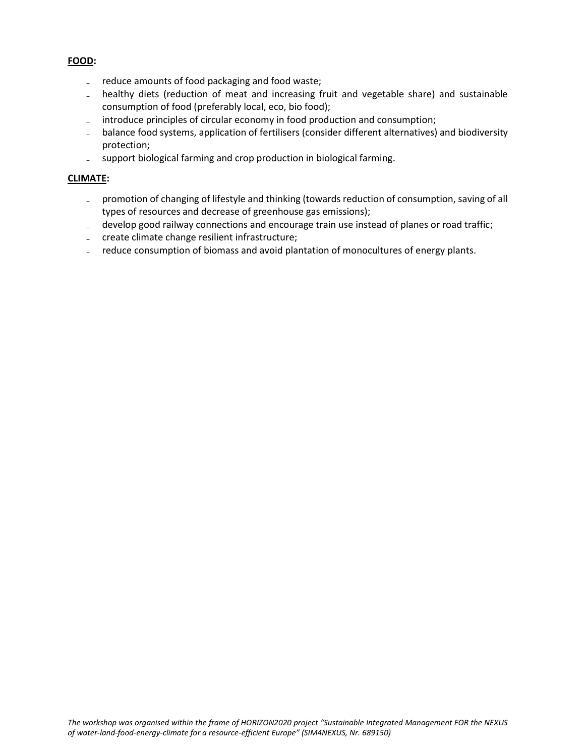**FOOD:**

- reduce amounts of food packaging and food waste;
- healthy diets (reduction of meat and increasing fruit and vegetable share) and sustainable consumption of food (preferably local, eco, bio food);
- introduce principles of circular economy in food production and consumption;
- balance food systems, application of fertilisers (consider different alternatives) and biodiversity protection;
- support biological farming and crop production in biological farming.

**CLIMATE:**

- promotion of changing of lifestyle and thinking (towards reduction of consumption, saving of all types of resources and decrease of greenhouse gas emissions);
- develop good railway connections and encourage train use instead of planes or road traffic;
- create climate change resilient infrastructure;
- reduce consumption of biomass and avoid plantation of monocultures of energy plants.

*The workshop was organised within the frame of HORIZON2020 project "Sustainable Integrated Management FOR the NEXUS of water-land-food-energy-climate for a resource-efficient Europe" (SIM4NEXUS, Nr. 689150)*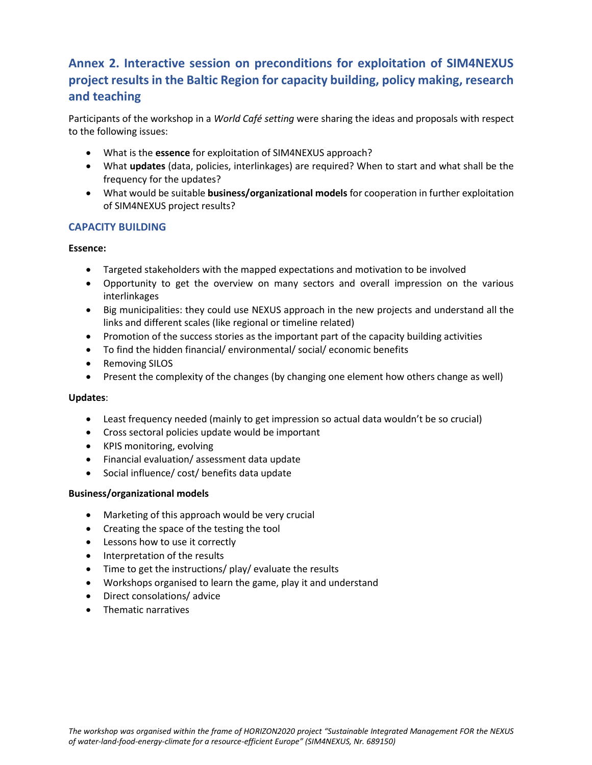## Annex 2. Interactive session on preconditions for exploitation of SIM4NEXUS project results in the Baltic Region for capacity building, policy making, research and teaching

Participants of the workshop in a *World Café setting* were sharing the ideas and proposals with respect to the following issues:

- What is the **essence** for exploitation of SIM4NEXUS approach?
- What **updates** (data, policies, interlinkages) are required? When to start and what shall be the frequency for the updates?
- What would be suitable **business/organizational models** for cooperation in further exploitation of SIM4NEXUS project results?

### CAPACITY BUILDING

**Essence:**

- Targeted stakeholders with the mapped expectations and motivation to be involved
- Opportunity to get the overview on many sectors and overall impression on the various interlinkages
- Big municipalities: they could use NEXUS approach in the new projects and understand all the links and different scales (like regional or timeline related)
- Promotion of the success stories as the important part of the capacity building activities
- To find the hidden financial/ environmental/ social/ economic benefits
- Removing SILOS
- Present the complexity of the changes (by changing one element how others change as well)

**Updates**:

- Least frequency needed (mainly to get impression so actual data wouldn't be so crucial)
- Cross sectoral policies update would be important
- KPIS monitoring, evolving
- Financial evaluation/ assessment data update
- Social influence/ cost/ benefits data update

**Business/organizational models**

- Marketing of this approach would be very crucial
- Creating the space of the testing the tool
- Lessons how to use it correctly
- Interpretation of the results
- Time to get the instructions/ play/ evaluate the results
- Workshops organised to learn the game, play it and understand
- Direct consolations/ advice
- Thematic narratives

*The workshop was organised within the frame of HORIZON2020 project "Sustainable Integrated Management FOR the NEXUS of water-land-food-energy-climate for a resource-efficient Europe" (SIM4NEXUS, Nr. 689150)*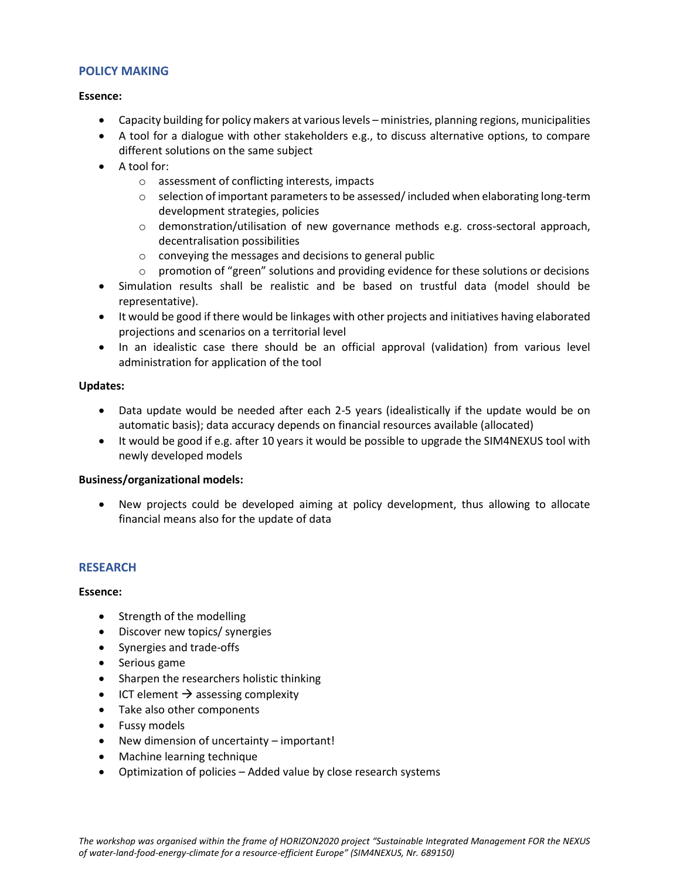## POLICY MAKING

**Essence:**

- Capacity building for policy makers at various levels – ministries, planning regions, municipalities
- A tool for a dialogue with other stakeholders e.g., to discuss alternative options, to compare different solutions on the same subject
- A tool for:
  - assessment of conflicting interests, impacts
  - selection of important parameters to be assessed/ included when elaborating long-term development strategies, policies
  - demonstration/utilisation of new governance methods e.g. cross-sectoral approach, decentralisation possibilities
  - conveying the messages and decisions to general public
  - promotion of "green" solutions and providing evidence for these solutions or decisions
- Simulation results shall be realistic and be based on trustful data (model should be representative).
- It would be good if there would be linkages with other projects and initiatives having elaborated projections and scenarios on a territorial level
- In an idealistic case there should be an official approval (validation) from various level administration for application of the tool

**Updates:**

- Data update would be needed after each 2-5 years (idealistically if the update would be on automatic basis); data accuracy depends on financial resources available (allocated)
- It would be good if e.g. after 10 years it would be possible to upgrade the SIM4NEXUS tool with newly developed models

**Business/organizational models:**

- New projects could be developed aiming at policy development, thus allowing to allocate financial means also for the update of data

## RESEARCH

**Essence:**

- Strength of the modelling
- Discover new topics/ synergies
- Synergies and trade-offs
- Serious game
- Sharpen the researchers holistic thinking
- ICT element → assessing complexity
- Take also other components
- Fussy models
- New dimension of uncertainty – important!
- Machine learning technique
- Optimization of policies – Added value by close research systems

*The workshop was organised within the frame of HORIZON2020 project "Sustainable Integrated Management FOR the NEXUS of water-land-food-energy-climate for a resource-efficient Europe" (SIM4NEXUS, Nr. 689150)*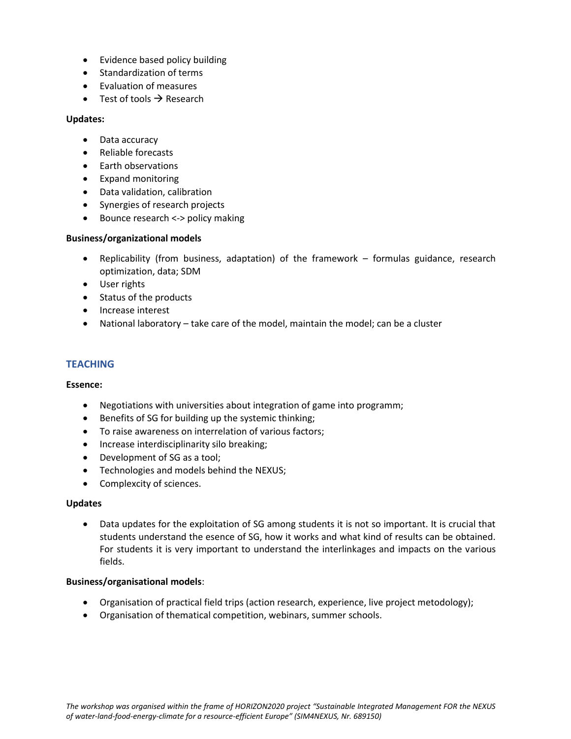- Evidence based policy building
- Standardization of terms
- Evaluation of measures
- Test of tools → Research

**Updates:**

- Data accuracy
- Reliable forecasts
- Earth observations
- Expand monitoring
- Data validation, calibration
- Synergies of research projects
- Bounce research <-> policy making

**Business/organizational models**

- Replicability (from business, adaptation) of the framework – formulas guidance, research optimization, data; SDM
- User rights
- Status of the products
- Increase interest
- National laboratory – take care of the model, maintain the model; can be a cluster

## TEACHING

**Essence:**

- Negotiations with universities about integration of game into programm;
- Benefits of SG for building up the systemic thinking;
- To raise awareness on interrelation of various factors;
- Increase interdisciplinarity silo breaking;
- Development of SG as a tool;
- Technologies and models behind the NEXUS;
- Complexcity of sciences.

**Updates**

- Data updates for the exploitation of SG among students it is not so important. It is crucial that students understand the esence of SG, how it works and what kind of results can be obtained. For students it is very important to understand the interlinkages and impacts on the various fields.

**Business/organisational models**:

- Organisation of practical field trips (action research, experience, live project metodology);
- Organisation of thematical competition, webinars, summer schools.

*The workshop was organised within the frame of HORIZON2020 project "Sustainable Integrated Management FOR the NEXUS of water-land-food-energy-climate for a resource-efficient Europe" (SIM4NEXUS, Nr. 689150)*